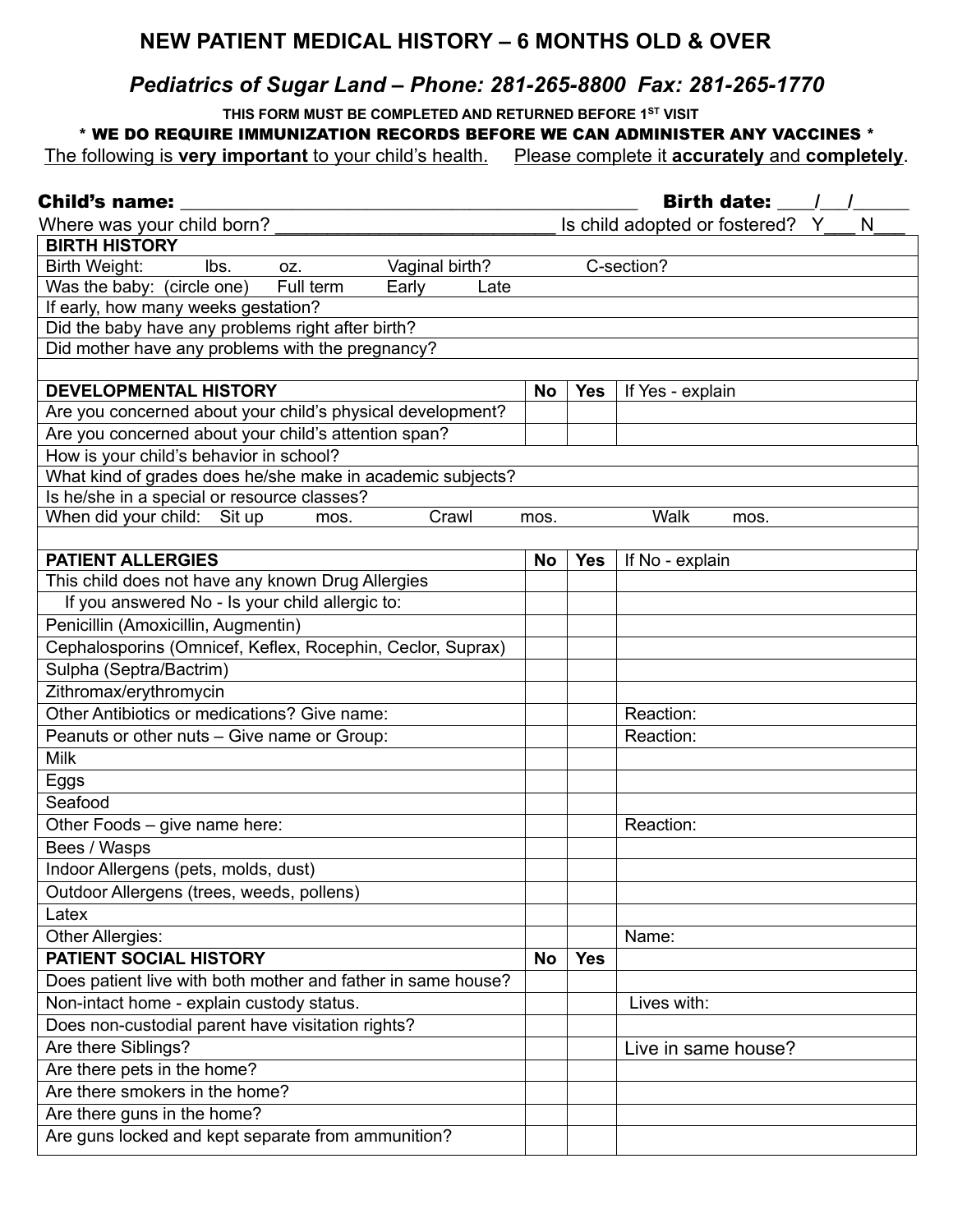# NEW PATIENT MEDICAL HISTORY – 6 MONTHS OLD & OVER

## *Pediatrics of Sugar Land – Phone: 281-265-8800 Fax: 281-265-1770*

**THIS FORM MUST BE COMPLETED AND RETURNED BEFORE 1ST VISIT**

**\* WE DO REQUIRE IMMUNIZATION RECORDS BEFORE WE CAN ADMINISTER ANY VACCINES \***

The following is **very important** to your child's health. Please complete it **accurately** and **completely**.

**Child's name:** ___________________________________________ **Birth date:** ___/__/_____

Where was your child born? ___________________________ Is child adopted or fostered? Y___ N___

| **BIRTH HISTORY** | | | |
|---|---|---|---|
| Birth Weight: lbs. oz. Vaginal birth? C-section? | | | |
| Was the baby: (circle one) Full term Early Late | | | |
| If early, how many weeks gestation? | | | |
| Did the baby have any problems right after birth? | | | |
| Did mother have any problems with the pregnancy? | | | |
| | | | |
| **DEVELOPMENTAL HISTORY** | **No** | **Yes** | If Yes - explain |
| Are you concerned about your child's physical development? | | | |
| Are you concerned about your child's attention span? | | | |
| How is your child's behavior in school? | | | |
| What kind of grades does he/she make in academic subjects? | | | |
| Is he/she in a special or resource classes? | | | |
| When did your child: Sit up mos. Crawl mos. Walk mos. | | | |
| | | | |
| **PATIENT ALLERGIES** | **No** | **Yes** | If No - explain |
| This child does not have any known Drug Allergies | | | |
| If you answered No - Is your child allergic to: | | | |
| Penicillin (Amoxicillin, Augmentin) | | | |
| Cephalosporins (Omnicef, Keflex, Rocephin, Ceclor, Suprax) | | | |
| Sulpha (Septra/Bactrim) | | | |
| Zithromax/erythromycin | | | |
| Other Antibiotics or medications? Give name: | | | Reaction: |
| Peanuts or other nuts – Give name or Group: | | | Reaction: |
| Milk | | | |
| Eggs | | | |
| Seafood | | | |
| Other Foods – give name here: | | | Reaction: |
| Bees / Wasps | | | |
| Indoor Allergens (pets, molds, dust) | | | |
| Outdoor Allergens (trees, weeds, pollens) | | | |
| Latex | | | |
| Other Allergies: | | | Name: |
| **PATIENT SOCIAL HISTORY** | **No** | **Yes** | |
| Does patient live with both mother and father in same house? | | | |
| Non-intact home - explain custody status. | | | Lives with: |
| Does non-custodial parent have visitation rights? | | | |
| Are there Siblings? | | | Live in same house? |
| Are there pets in the home? | | | |
| Are there smokers in the home? | | | |
| Are there guns in the home? | | | |
| Are guns locked and kept separate from ammunition? | | | |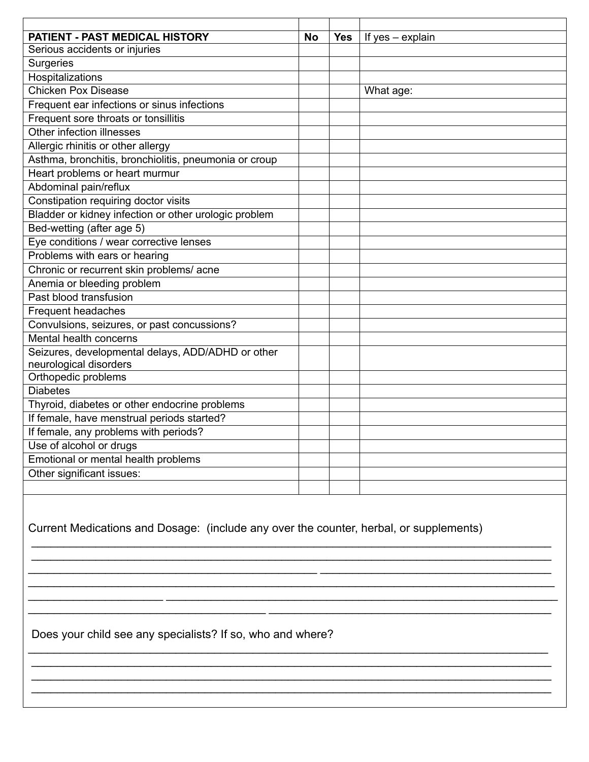| | | | |
|---|---|---|---|
| **PATIENT - PAST MEDICAL HISTORY** | **No** | **Yes** | If yes – explain |
| Serious accidents or injuries | | | |
| Surgeries | | | |
| Hospitalizations | | | |
| Chicken Pox Disease | | | What age: |
| Frequent ear infections or sinus infections | | | |
| Frequent sore throats or tonsillitis | | | |
| Other infection illnesses | | | |
| Allergic rhinitis or other allergy | | | |
| Asthma, bronchitis, bronchiolitis, pneumonia or croup | | | |
| Heart problems or heart murmur | | | |
| Abdominal pain/reflux | | | |
| Constipation requiring doctor visits | | | |
| Bladder or kidney infection or other urologic problem | | | |
| Bed-wetting (after age 5) | | | |
| Eye conditions / wear corrective lenses | | | |
| Problems with ears or hearing | | | |
| Chronic or recurrent skin problems/ acne | | | |
| Anemia or bleeding problem | | | |
| Past blood transfusion | | | |
| Frequent headaches | | | |
| Convulsions, seizures, or past concussions? | | | |
| Mental health concerns | | | |
| Seizures, developmental delays, ADD/ADHD or other neurological disorders | | | |
| Orthopedic problems | | | |
| Diabetes | | | |
| Thyroid, diabetes or other endocrine problems | | | |
| If female, have menstrual periods started? | | | |
| If female, any problems with periods? | | | |
| Use of alcohol or drugs | | | |
| Emotional or mental health problems | | | |
| Other significant issues: | | | |
| | | | |

Current Medications and Dosage: (include any over the counter, herbal, or supplements)

______________________________________________________________________________

______________________________________________________________________________

______________________________________________________________________________

______________________________________________________________________________

______________________________________________________________________________

______________________________________________________________________________

Does your child see any specialists? If so, who and where?

______________________________________________________________________________

______________________________________________________________________________

______________________________________________________________________________

______________________________________________________________________________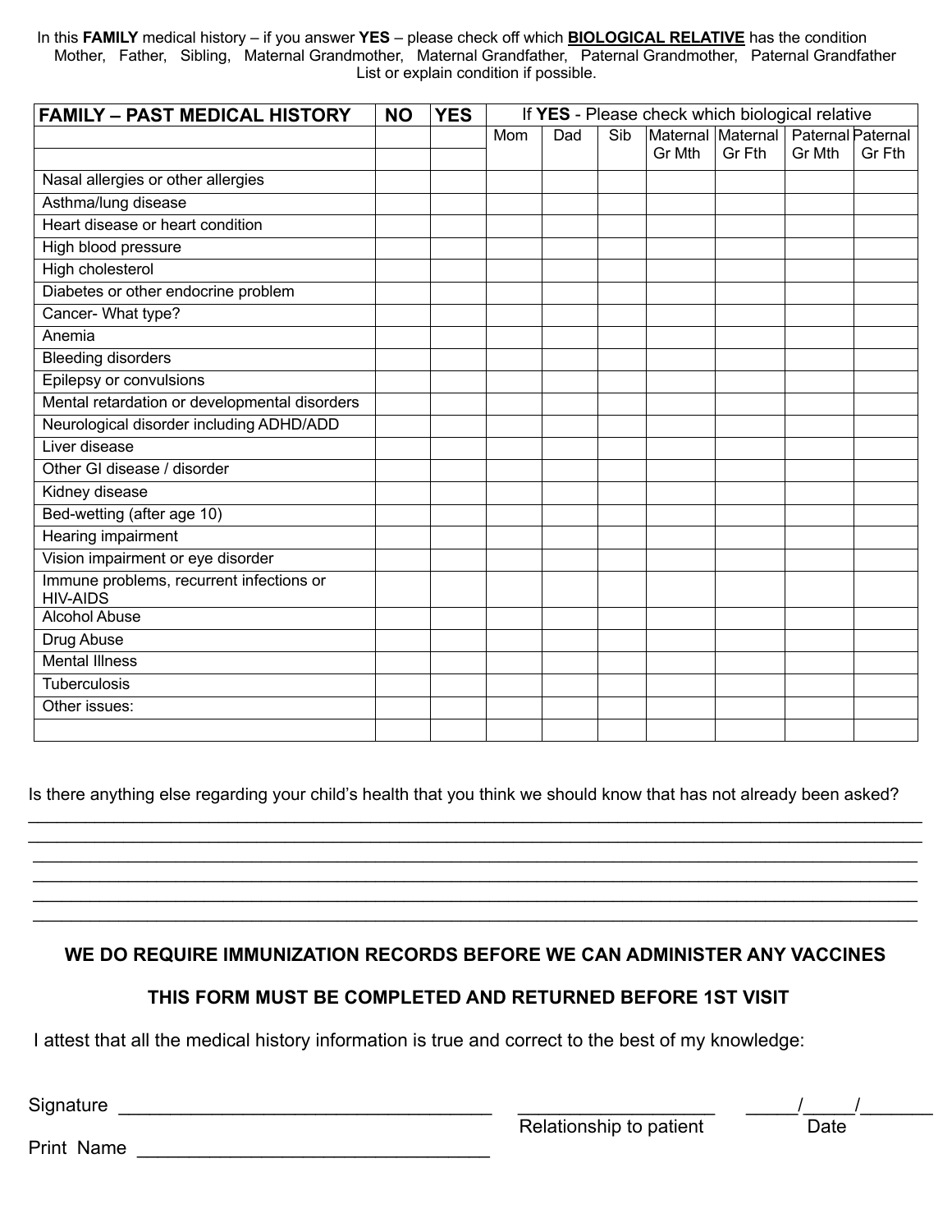In this **FAMILY** medical history – if you answer **YES** – please check off which **BIOLOGICAL RELATIVE** has the condition
Mother, Father, Sibling, Maternal Grandmother, Maternal Grandfather, Paternal Grandmother, Paternal Grandfather
List or explain condition if possible.

| **FAMILY – PAST MEDICAL HISTORY** | **NO** | **YES** | If **YES** - Please check which biological relative | | | | | | |
|---|---|---|---|---|---|---|---|---|---|
| | | | Mom | Dad | Sib | Maternal Gr Mth | Maternal Gr Fth | Paternal Gr Mth | Paternal Gr Fth |
| Nasal allergies or other allergies | | | | | | | | | |
| Asthma/lung disease | | | | | | | | | |
| Heart disease or heart condition | | | | | | | | | |
| High blood pressure | | | | | | | | | |
| High cholesterol | | | | | | | | | |
| Diabetes or other endocrine problem | | | | | | | | | |
| Cancer- What type? | | | | | | | | | |
| Anemia | | | | | | | | | |
| Bleeding disorders | | | | | | | | | |
| Epilepsy or convulsions | | | | | | | | | |
| Mental retardation or developmental disorders | | | | | | | | | |
| Neurological disorder including ADHD/ADD | | | | | | | | | |
| Liver disease | | | | | | | | | |
| Other GI disease / disorder | | | | | | | | | |
| Kidney disease | | | | | | | | | |
| Bed-wetting (after age 10) | | | | | | | | | |
| Hearing impairment | | | | | | | | | |
| Vision impairment or eye disorder | | | | | | | | | |
| Immune problems, recurrent infections or HIV-AIDS | | | | | | | | | |
| Alcohol Abuse | | | | | | | | | |
| Drug Abuse | | | | | | | | | |
| Mental Illness | | | | | | | | | |
| Tuberculosis | | | | | | | | | |
| Other issues: | | | | | | | | | |
| | | | | | | | | | |

Is there anything else regarding your child's health that you think we should know that has not already been asked?

______________________________________________________________________________________

______________________________________________________________________________________

______________________________________________________________________________________

______________________________________________________________________________________

______________________________________________________________________________________

______________________________________________________________________________________

**WE DO REQUIRE IMMUNIZATION RECORDS BEFORE WE CAN ADMINISTER ANY VACCINES**

**THIS FORM MUST BE COMPLETED AND RETURNED BEFORE 1ST VISIT**

I attest that all the medical history information is true and correct to the best of my knowledge:

Signature ___________________________________ ____________________ _____/_____/_______

Relationship to patient Date

Print Name __________________________________